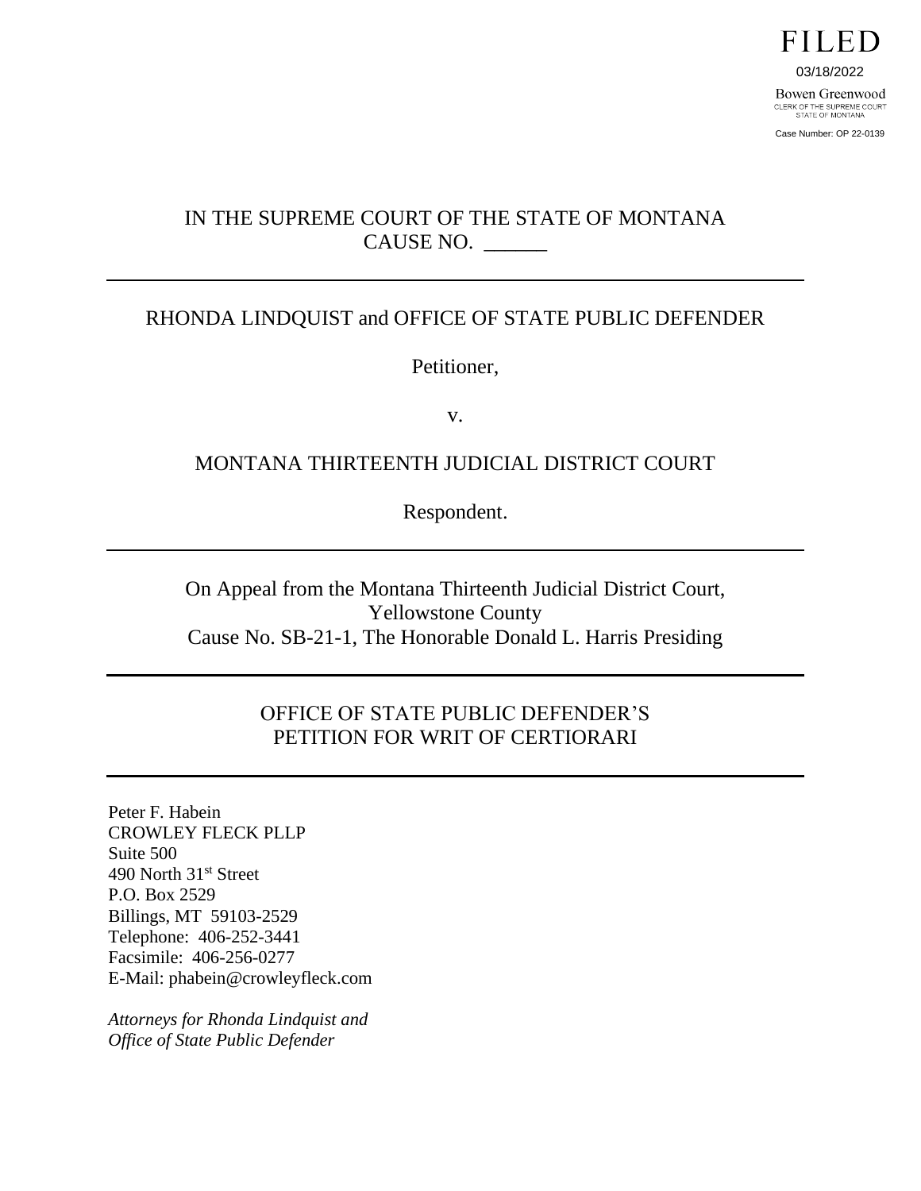FILED

03/18/2022

Bowen Greenwood
CLERK OF THE SUPREME COURT
STATE OF MONTANA

Case Number: OP 22-0139

IN THE SUPREME COURT OF THE STATE OF MONTANA
CAUSE NO. ______

---

RHONDA LINDQUIST and OFFICE OF STATE PUBLIC DEFENDER

Petitioner,

v.

MONTANA THIRTEENTH JUDICIAL DISTRICT COURT

Respondent.

---

On Appeal from the Montana Thirteenth Judicial District Court,
Yellowstone County
Cause No. SB-21-1, The Honorable Donald L. Harris Presiding

---

OFFICE OF STATE PUBLIC DEFENDER'S
PETITION FOR WRIT OF CERTIORARI

---

Peter F. Habein
CROWLEY FLECK PLLP
Suite 500
490 North 31st Street
P.O. Box 2529
Billings, MT 59103-2529
Telephone: 406-252-3441
Facsimile: 406-256-0277
E-Mail: phabein@crowleyfleck.com

*Attorneys for Rhonda Lindquist and Office of State Public Defender*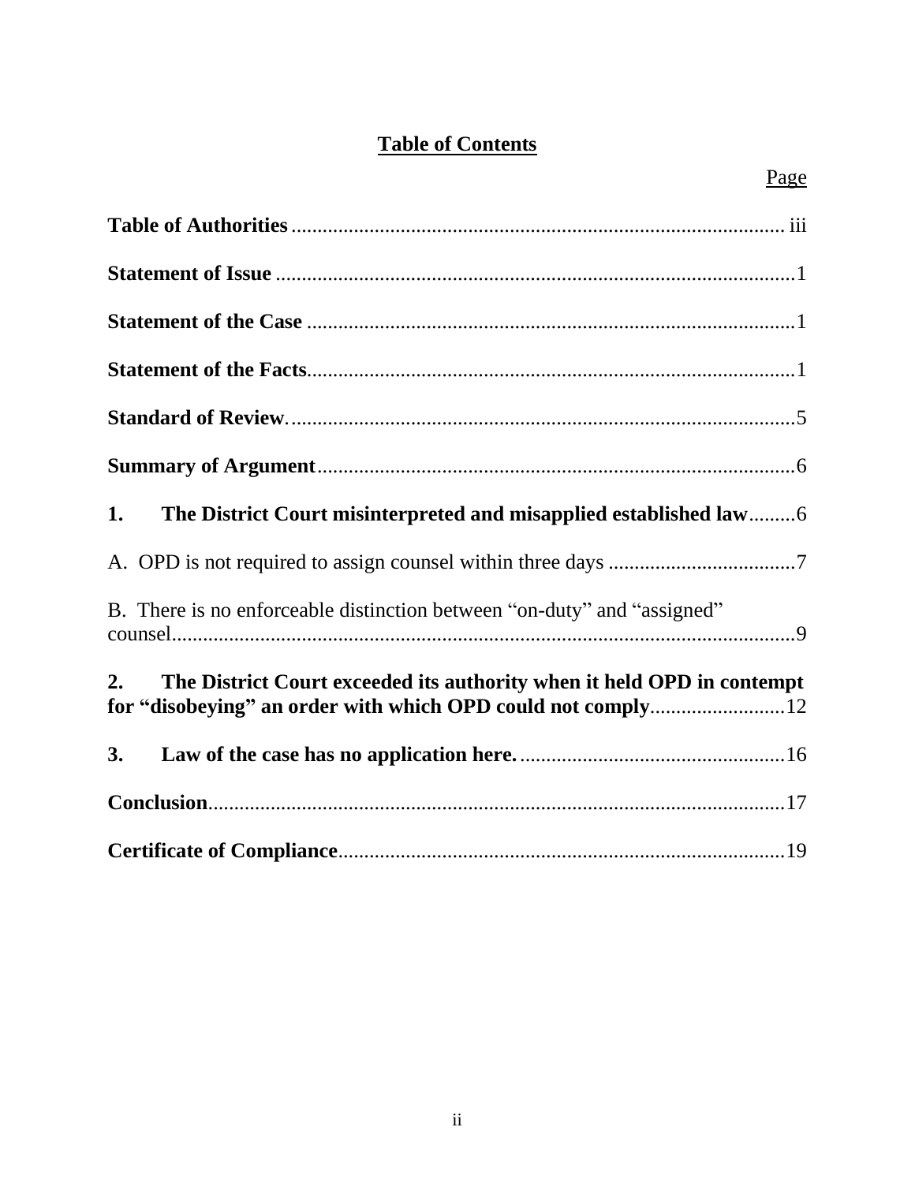# Table of Contents

| | Page |
|---|---|
| **Table of Authorities** | iii |
| **Statement of Issue** | 1 |
| **Statement of the Case** | 1 |
| **Statement of the Facts** | 1 |
| **Standard of Review** | 5 |
| **Summary of Argument** | 6 |
| **1. The District Court misinterpreted and misapplied established law** | 6 |
| A. OPD is not required to assign counsel within three days | 7 |
| B. There is no enforceable distinction between "on-duty" and "assigned" counsel | 9 |
| **2. The District Court exceeded its authority when it held OPD in contempt for "disobeying" an order with which OPD could not comply** | 12 |
| **3. Law of the case has no application here.** | 16 |
| **Conclusion** | 17 |
| **Certificate of Compliance** | 19 |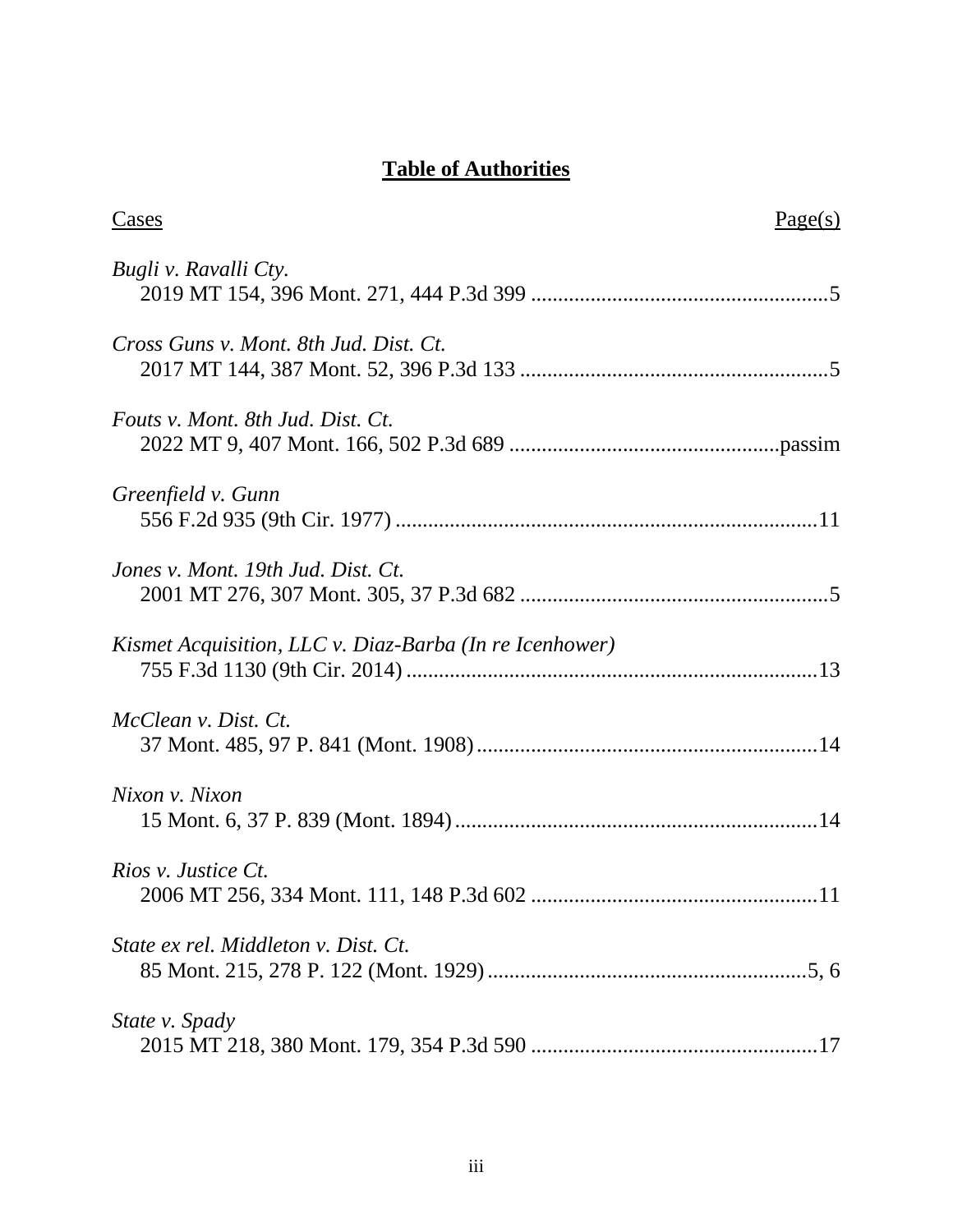# **Table of Authorities**

Cases | Page(s)

*Bugli v. Ravalli Cty.*
2019 MT 154, 396 Mont. 271, 444 P.3d 399 .......................................................5

*Cross Guns v. Mont. 8th Jud. Dist. Ct.*
2017 MT 144, 387 Mont. 52, 396 P.3d 133 .........................................................5

*Fouts v. Mont. 8th Jud. Dist. Ct.*
2022 MT 9, 407 Mont. 166, 502 P.3d 689 .................................................passim

*Greenfield v. Gunn*
556 F.2d 935 (9th Cir. 1977) .............................................................................11

*Jones v. Mont. 19th Jud. Dist. Ct.*
2001 MT 276, 307 Mont. 305, 37 P.3d 682 .........................................................5

*Kismet Acquisition, LLC v. Diaz-Barba (In re Icenhower)*
755 F.3d 1130 (9th Cir. 2014) ............................................................................13

*McClean v. Dist. Ct.*
37 Mont. 485, 97 P. 841 (Mont. 1908)...............................................................14

*Nixon v. Nixon*
15 Mont. 6, 37 P. 839 (Mont. 1894)...................................................................14

*Rios v. Justice Ct.*
2006 MT 256, 334 Mont. 111, 148 P.3d 602 .....................................................11

*State ex rel. Middleton v. Dist. Ct.*
85 Mont. 215, 278 P. 122 (Mont. 1929)...........................................................5, 6

*State v. Spady*
2015 MT 218, 380 Mont. 179, 354 P.3d 590 .....................................................17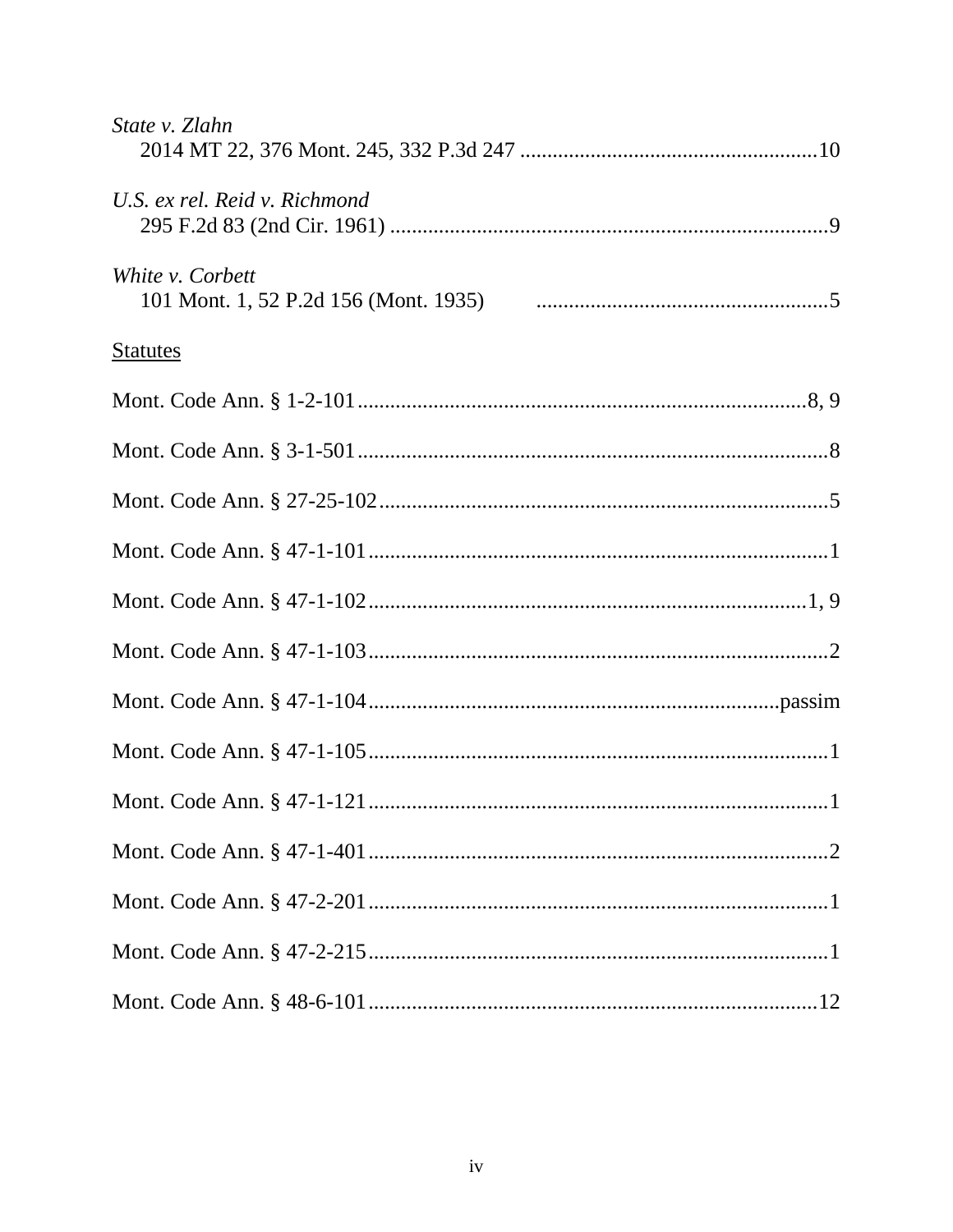*State v. Zlahn*
2014 MT 22, 376 Mont. 245, 332 P.3d 247 ....................................................... 10

*U.S. ex rel. Reid v. Richmond*
295 F.2d 83 (2nd Cir. 1961) ................................................................................. 9

*White v. Corbett*
101 Mont. 1, 52 P.2d 156 (Mont. 1935) ...................................................... 5

<u>Statutes</u>

Mont. Code Ann. § 1-2-101 .................................................................................. 8, 9

Mont. Code Ann. § 3-1-501 ...................................................................................... 8

Mont. Code Ann. § 27-25-102 ................................................................................... 5

Mont. Code Ann. § 47-1-101 ..................................................................................... 1

Mont. Code Ann. § 47-1-102 ................................................................................. 1, 9

Mont. Code Ann. § 47-1-103 ..................................................................................... 2

Mont. Code Ann. § 47-1-104 ......................................................................... passim

Mont. Code Ann. § 47-1-105 ..................................................................................... 1

Mont. Code Ann. § 47-1-121 ..................................................................................... 1

Mont. Code Ann. § 47-1-401 ..................................................................................... 2

Mont. Code Ann. § 47-2-201 ..................................................................................... 1

Mont. Code Ann. § 47-2-215 ..................................................................................... 1

Mont. Code Ann. § 48-6-101 ................................................................................... 12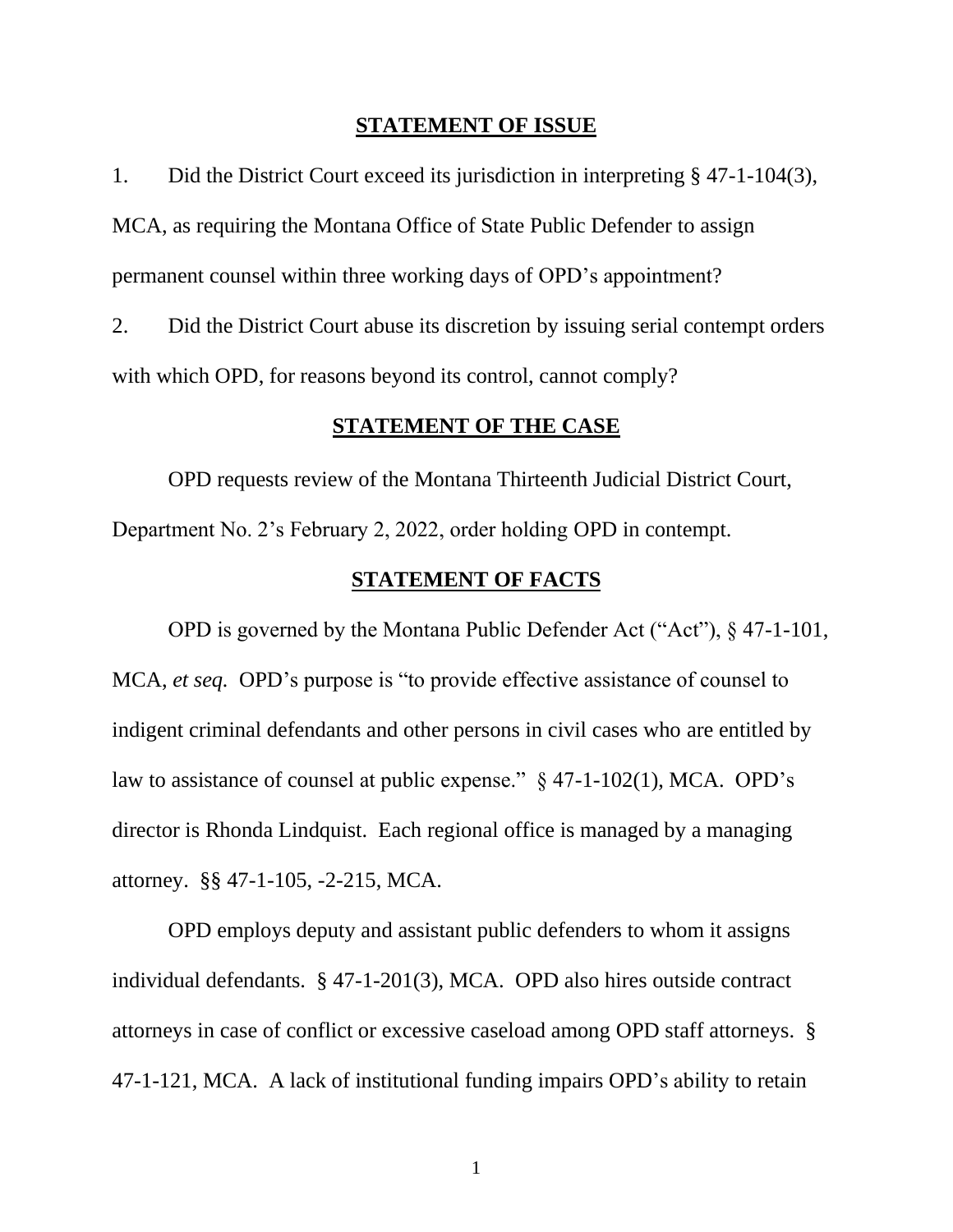## STATEMENT OF ISSUE

1. Did the District Court exceed its jurisdiction in interpreting § 47-1-104(3), MCA, as requiring the Montana Office of State Public Defender to assign permanent counsel within three working days of OPD's appointment?

2. Did the District Court abuse its discretion by issuing serial contempt orders with which OPD, for reasons beyond its control, cannot comply?

## STATEMENT OF THE CASE

OPD requests review of the Montana Thirteenth Judicial District Court, Department No. 2's February 2, 2022, order holding OPD in contempt.

## STATEMENT OF FACTS

OPD is governed by the Montana Public Defender Act ("Act"), § 47-1-101, MCA, *et seq.* OPD's purpose is "to provide effective assistance of counsel to indigent criminal defendants and other persons in civil cases who are entitled by law to assistance of counsel at public expense." § 47-1-102(1), MCA. OPD's director is Rhonda Lindquist. Each regional office is managed by a managing attorney. §§ 47-1-105, -2-215, MCA.

OPD employs deputy and assistant public defenders to whom it assigns individual defendants. § 47-1-201(3), MCA. OPD also hires outside contract attorneys in case of conflict or excessive caseload among OPD staff attorneys. § 47-1-121, MCA. A lack of institutional funding impairs OPD's ability to retain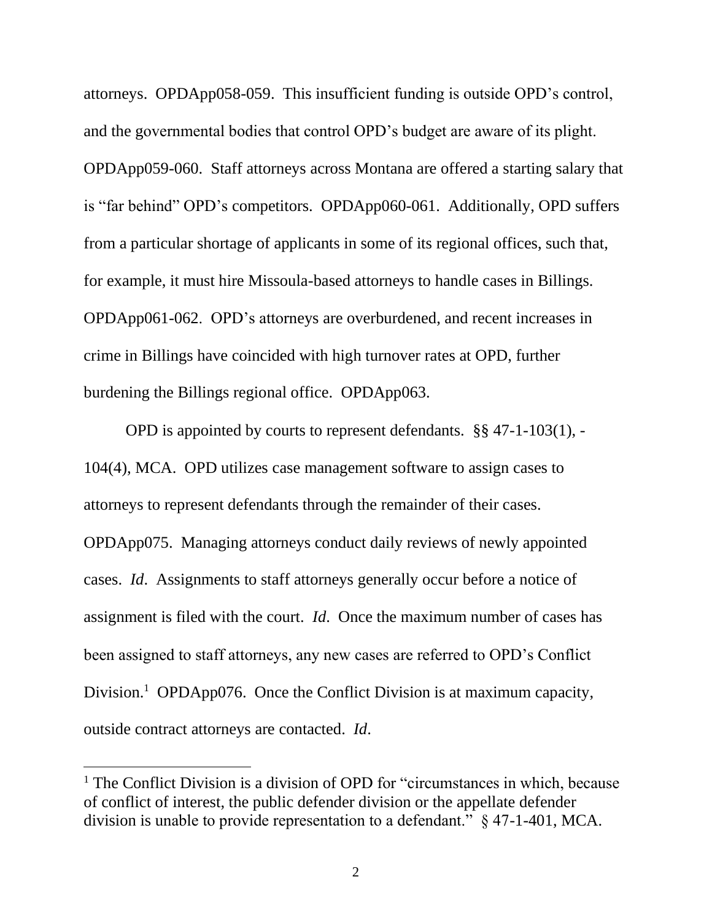attorneys. OPDApp058-059. This insufficient funding is outside OPD's control, and the governmental bodies that control OPD's budget are aware of its plight. OPDApp059-060. Staff attorneys across Montana are offered a starting salary that is "far behind" OPD's competitors. OPDApp060-061. Additionally, OPD suffers from a particular shortage of applicants in some of its regional offices, such that, for example, it must hire Missoula-based attorneys to handle cases in Billings. OPDApp061-062. OPD's attorneys are overburdened, and recent increases in crime in Billings have coincided with high turnover rates at OPD, further burdening the Billings regional office. OPDApp063.

OPD is appointed by courts to represent defendants. §§ 47-1-103(1), -104(4), MCA. OPD utilizes case management software to assign cases to attorneys to represent defendants through the remainder of their cases. OPDApp075. Managing attorneys conduct daily reviews of newly appointed cases. *Id*. Assignments to staff attorneys generally occur before a notice of assignment is filed with the court. *Id*. Once the maximum number of cases has been assigned to staff attorneys, any new cases are referred to OPD's Conflict Division.[1] OPDApp076. Once the Conflict Division is at maximum capacity, outside contract attorneys are contacted. *Id*.

[1] The Conflict Division is a division of OPD for "circumstances in which, because of conflict of interest, the public defender division or the appellate defender division is unable to provide representation to a defendant." § 47-1-401, MCA.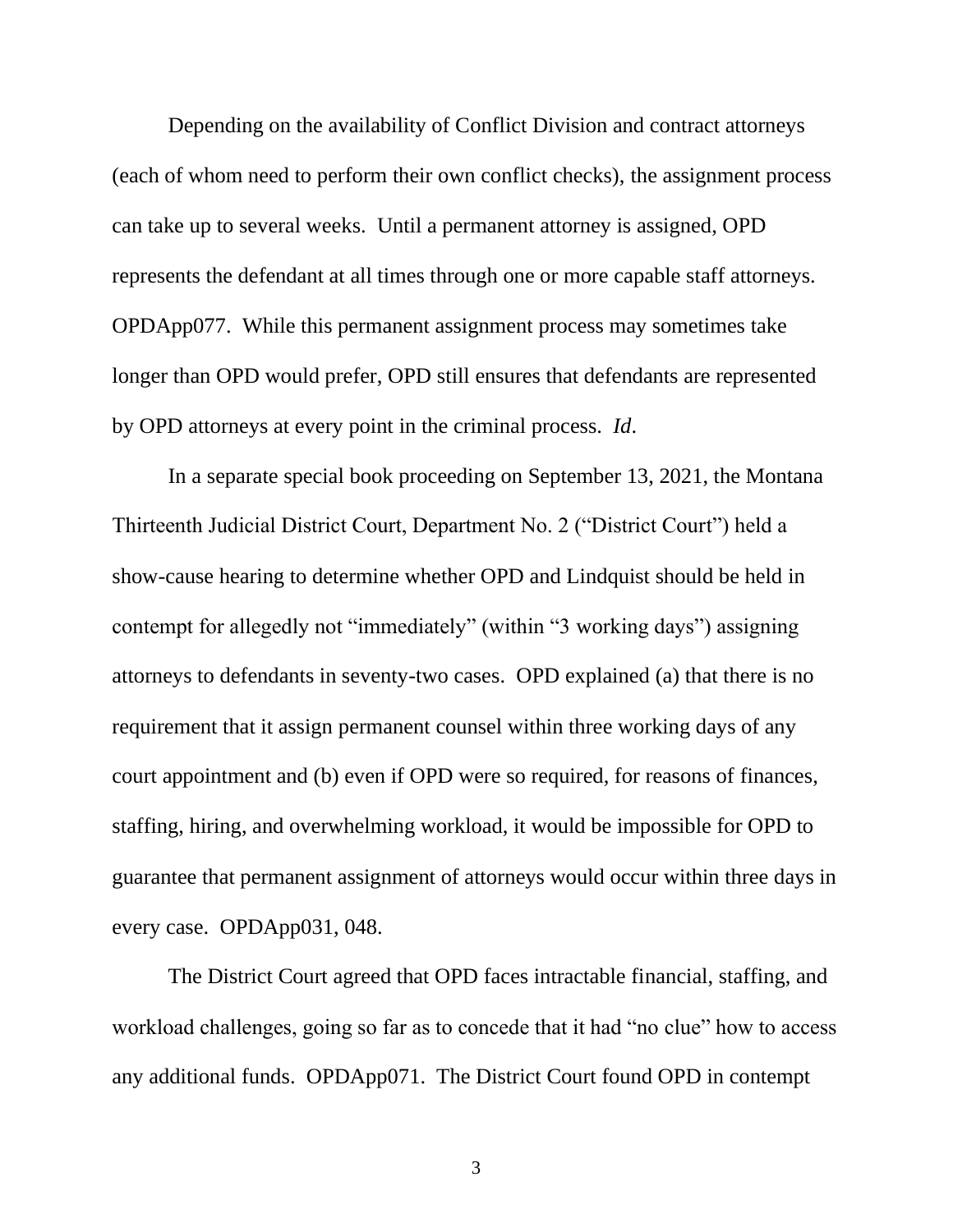Depending on the availability of Conflict Division and contract attorneys (each of whom need to perform their own conflict checks), the assignment process can take up to several weeks. Until a permanent attorney is assigned, OPD represents the defendant at all times through one or more capable staff attorneys. OPDApp077. While this permanent assignment process may sometimes take longer than OPD would prefer, OPD still ensures that defendants are represented by OPD attorneys at every point in the criminal process. *Id*.

In a separate special book proceeding on September 13, 2021, the Montana Thirteenth Judicial District Court, Department No. 2 ("District Court") held a show-cause hearing to determine whether OPD and Lindquist should be held in contempt for allegedly not "immediately" (within "3 working days") assigning attorneys to defendants in seventy-two cases. OPD explained (a) that there is no requirement that it assign permanent counsel within three working days of any court appointment and (b) even if OPD were so required, for reasons of finances, staffing, hiring, and overwhelming workload, it would be impossible for OPD to guarantee that permanent assignment of attorneys would occur within three days in every case. OPDApp031, 048.

The District Court agreed that OPD faces intractable financial, staffing, and workload challenges, going so far as to concede that it had "no clue" how to access any additional funds. OPDApp071. The District Court found OPD in contempt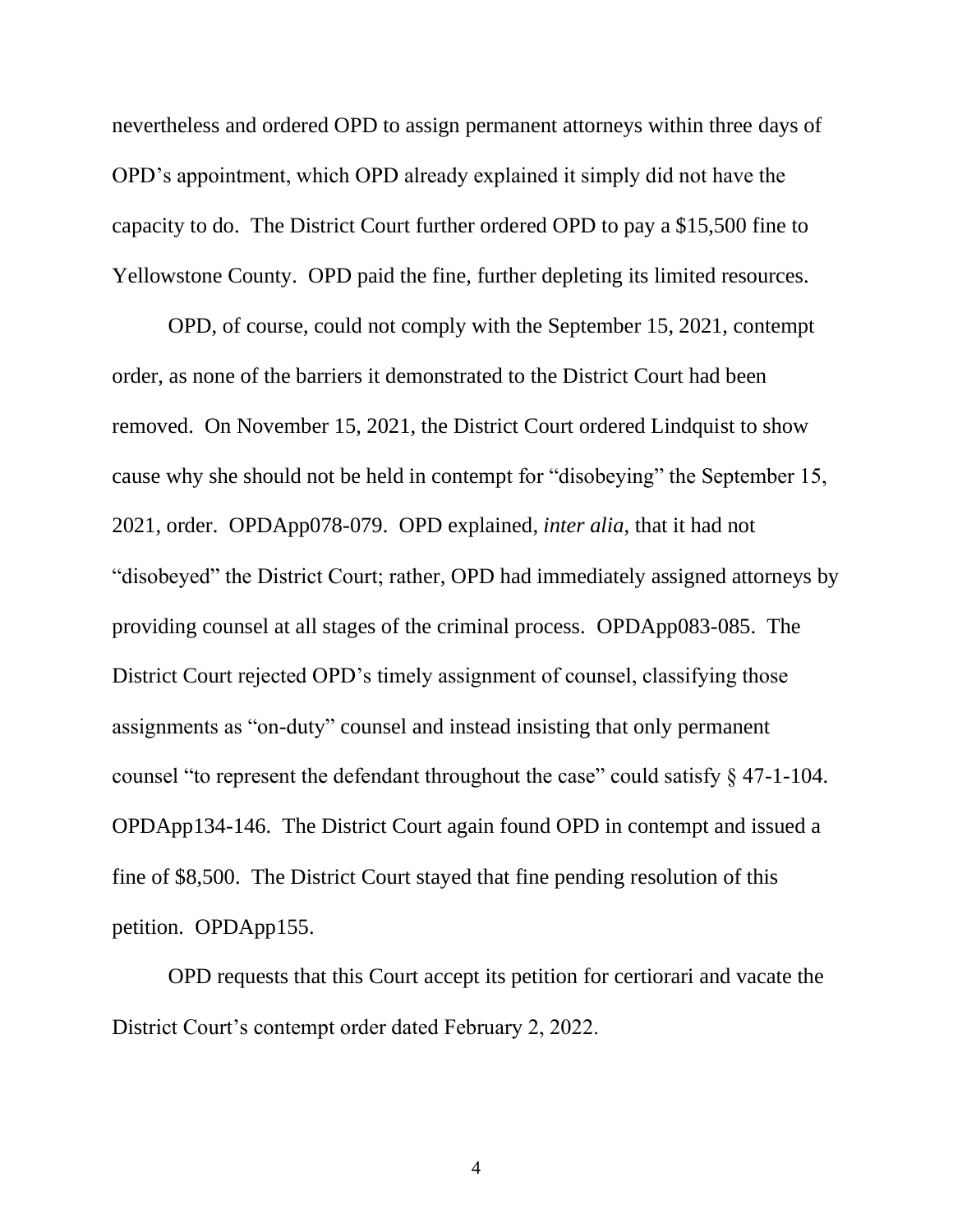nevertheless and ordered OPD to assign permanent attorneys within three days of OPD's appointment, which OPD already explained it simply did not have the capacity to do. The District Court further ordered OPD to pay a $15,500 fine to Yellowstone County. OPD paid the fine, further depleting its limited resources.

OPD, of course, could not comply with the September 15, 2021, contempt order, as none of the barriers it demonstrated to the District Court had been removed. On November 15, 2021, the District Court ordered Lindquist to show cause why she should not be held in contempt for "disobeying" the September 15, 2021, order. OPDApp078-079. OPD explained, *inter alia*, that it had not "disobeyed" the District Court; rather, OPD had immediately assigned attorneys by providing counsel at all stages of the criminal process. OPDApp083-085. The District Court rejected OPD's timely assignment of counsel, classifying those assignments as "on-duty" counsel and instead insisting that only permanent counsel "to represent the defendant throughout the case" could satisfy § 47-1-104. OPDApp134-146. The District Court again found OPD in contempt and issued a fine of $8,500. The District Court stayed that fine pending resolution of this petition. OPDApp155.

OPD requests that this Court accept its petition for certiorari and vacate the District Court's contempt order dated February 2, 2022.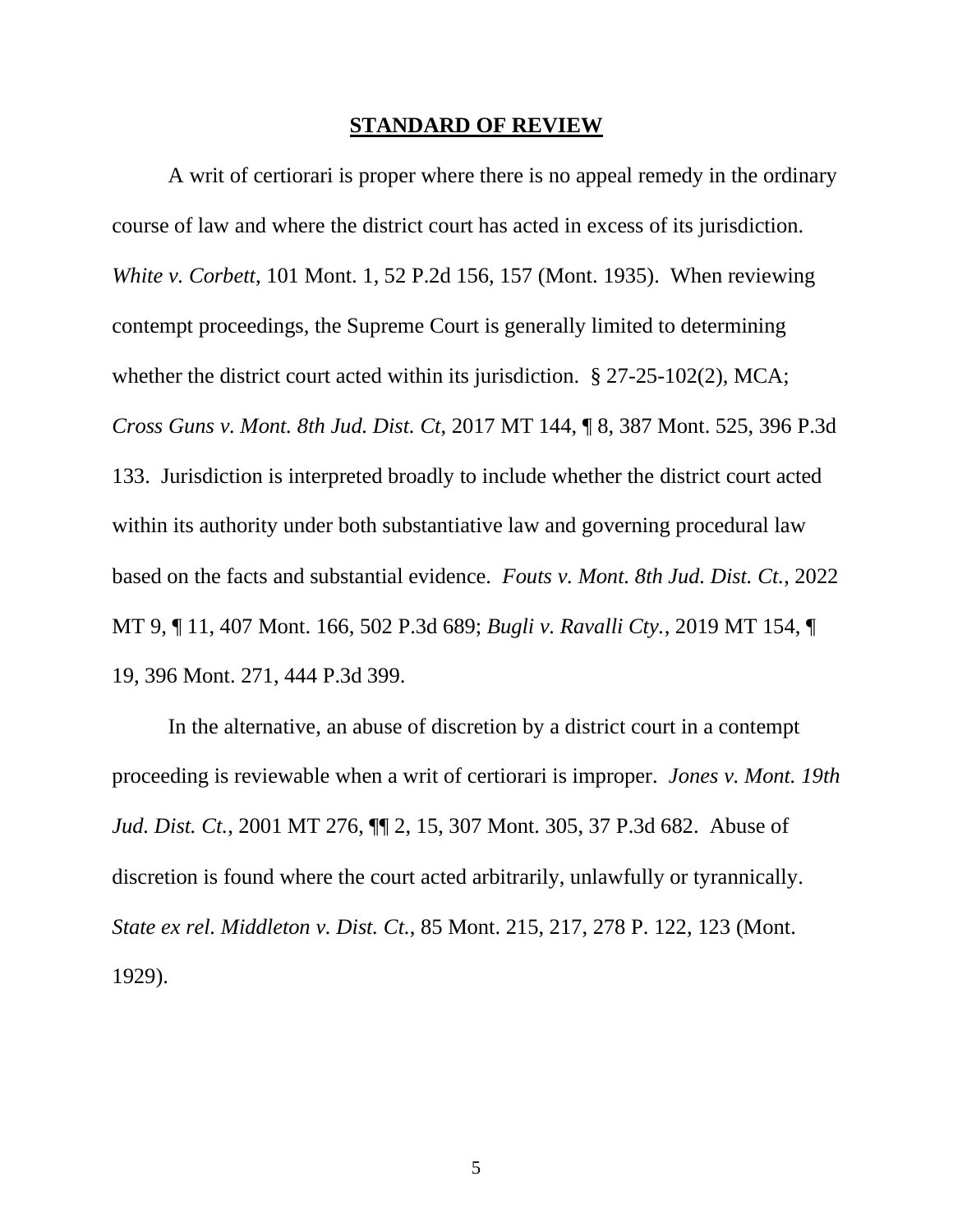## **STANDARD OF REVIEW**

A writ of certiorari is proper where there is no appeal remedy in the ordinary course of law and where the district court has acted in excess of its jurisdiction. *White v. Corbett*, 101 Mont. 1, 52 P.2d 156, 157 (Mont. 1935). When reviewing contempt proceedings, the Supreme Court is generally limited to determining whether the district court acted within its jurisdiction. § 27-25-102(2), MCA; *Cross Guns v. Mont. 8th Jud. Dist. Ct*, 2017 MT 144, ¶ 8, 387 Mont. 525, 396 P.3d 133. Jurisdiction is interpreted broadly to include whether the district court acted within its authority under both substantiative law and governing procedural law based on the facts and substantial evidence. *Fouts v. Mont. 8th Jud. Dist. Ct.*, 2022 MT 9, ¶ 11, 407 Mont. 166, 502 P.3d 689; *Bugli v. Ravalli Cty.*, 2019 MT 154, ¶ 19, 396 Mont. 271, 444 P.3d 399.

In the alternative, an abuse of discretion by a district court in a contempt proceeding is reviewable when a writ of certiorari is improper. *Jones v. Mont. 19th Jud. Dist. Ct.*, 2001 MT 276, ¶¶ 2, 15, 307 Mont. 305, 37 P.3d 682. Abuse of discretion is found where the court acted arbitrarily, unlawfully or tyrannically. *State ex rel. Middleton v. Dist. Ct.*, 85 Mont. 215, 217, 278 P. 122, 123 (Mont. 1929).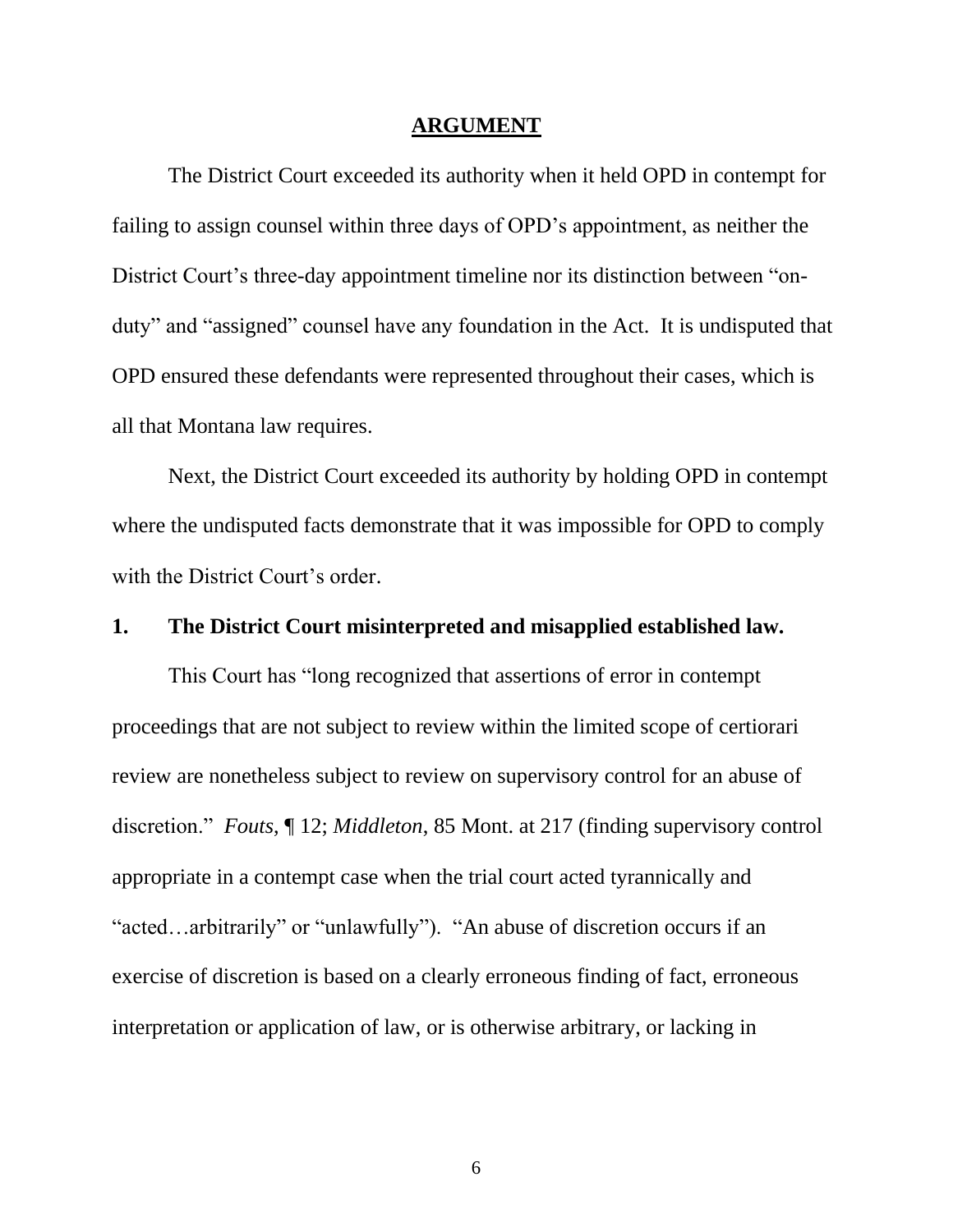## ARGUMENT

The District Court exceeded its authority when it held OPD in contempt for failing to assign counsel within three days of OPD's appointment, as neither the District Court's three-day appointment timeline nor its distinction between "on-duty" and "assigned" counsel have any foundation in the Act. It is undisputed that OPD ensured these defendants were represented throughout their cases, which is all that Montana law requires.

Next, the District Court exceeded its authority by holding OPD in contempt where the undisputed facts demonstrate that it was impossible for OPD to comply with the District Court's order.

### 1. The District Court misinterpreted and misapplied established law.

This Court has "long recognized that assertions of error in contempt proceedings that are not subject to review within the limited scope of certiorari review are nonetheless subject to review on supervisory control for an abuse of discretion." *Fouts*, ¶ 12; *Middleton*, 85 Mont. at 217 (finding supervisory control appropriate in a contempt case when the trial court acted tyrannically and "acted…arbitrarily" or "unlawfully"). "An abuse of discretion occurs if an exercise of discretion is based on a clearly erroneous finding of fact, erroneous interpretation or application of law, or is otherwise arbitrary, or lacking in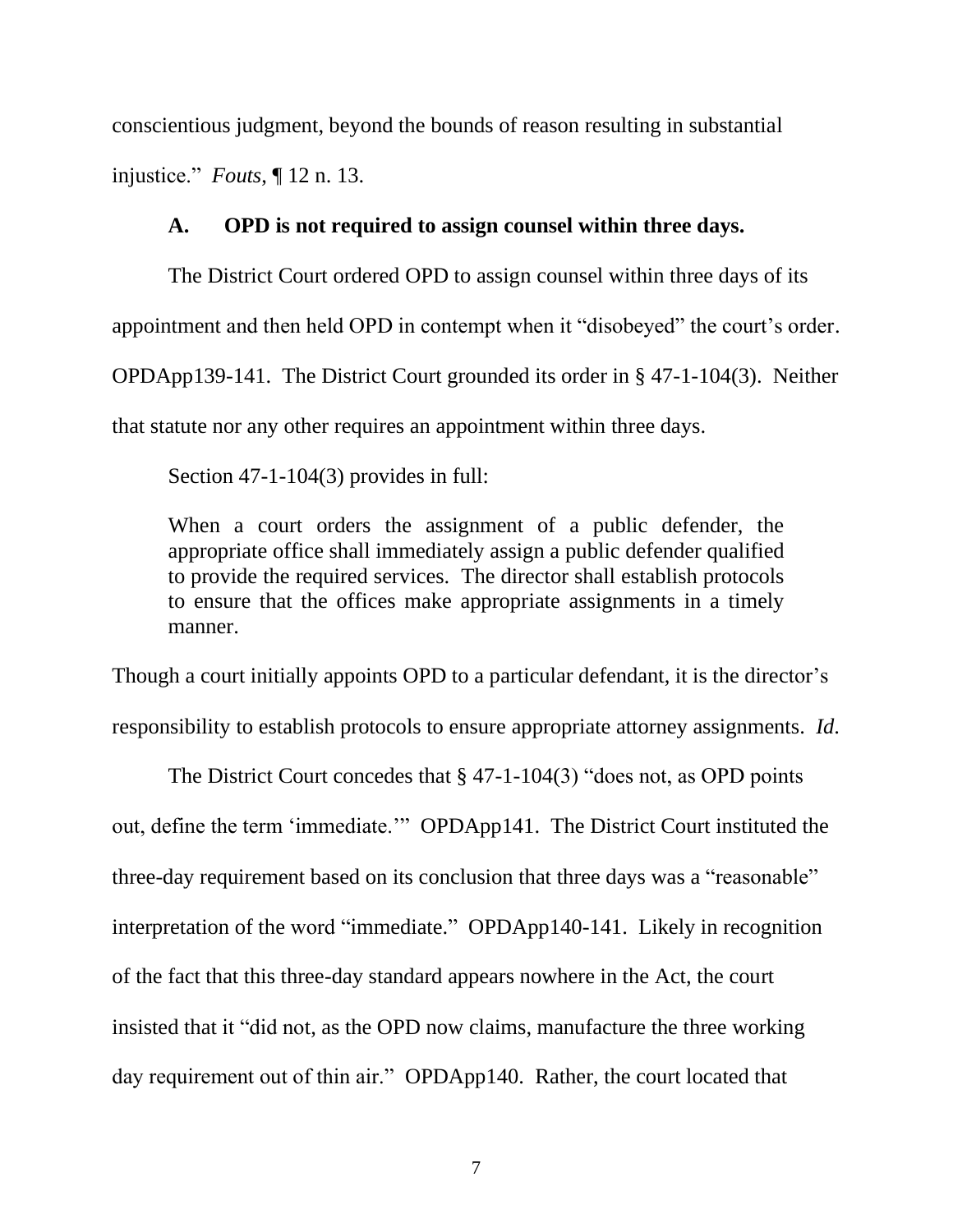conscientious judgment, beyond the bounds of reason resulting in substantial injustice." *Fouts*, ¶ 12 n. 13.

### A. OPD is not required to assign counsel within three days.

The District Court ordered OPD to assign counsel within three days of its appointment and then held OPD in contempt when it "disobeyed" the court's order. OPDApp139-141. The District Court grounded its order in § 47-1-104(3). Neither that statute nor any other requires an appointment within three days.

Section 47-1-104(3) provides in full:

> When a court orders the assignment of a public defender, the appropriate office shall immediately assign a public defender qualified to provide the required services. The director shall establish protocols to ensure that the offices make appropriate assignments in a timely manner.

Though a court initially appoints OPD to a particular defendant, it is the director's responsibility to establish protocols to ensure appropriate attorney assignments. *Id.*

The District Court concedes that § 47-1-104(3) "does not, as OPD points out, define the term 'immediate.'" OPDApp141. The District Court instituted the three-day requirement based on its conclusion that three days was a "reasonable" interpretation of the word "immediate." OPDApp140-141. Likely in recognition of the fact that this three-day standard appears nowhere in the Act, the court insisted that it "did not, as the OPD now claims, manufacture the three working day requirement out of thin air." OPDApp140. Rather, the court located that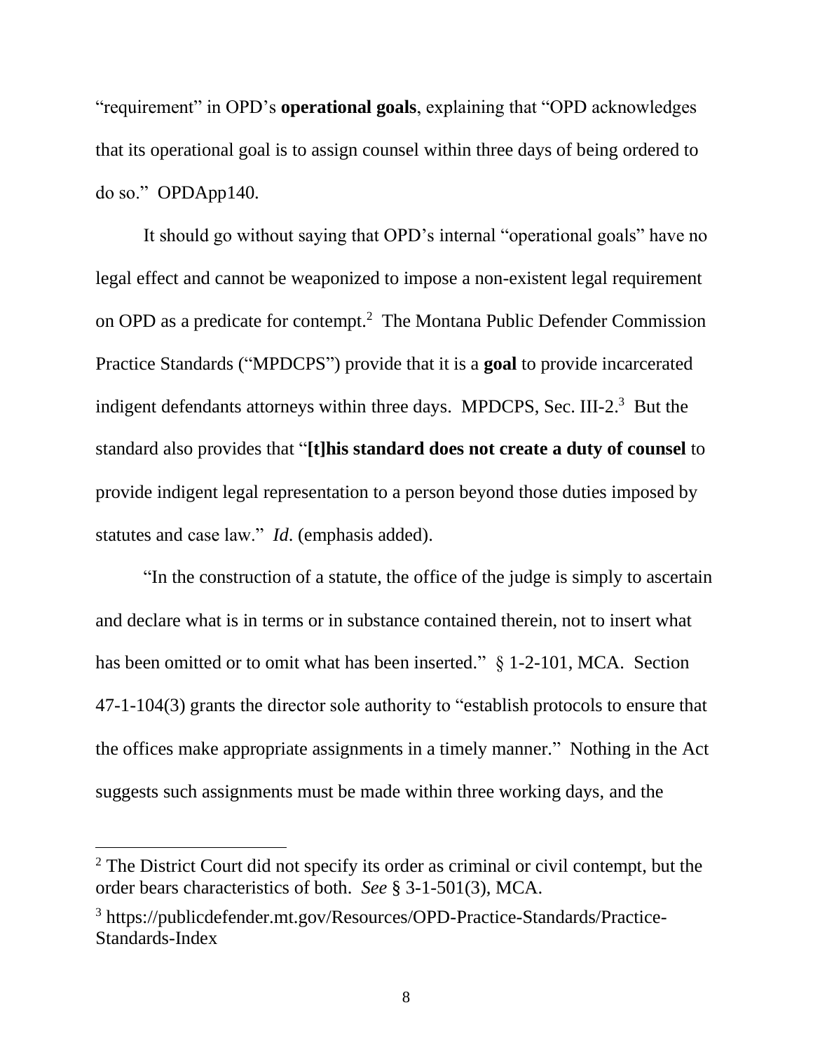"requirement" in OPD's **operational goals**, explaining that "OPD acknowledges that its operational goal is to assign counsel within three days of being ordered to do so." OPDApp140.

It should go without saying that OPD's internal "operational goals" have no legal effect and cannot be weaponized to impose a non-existent legal requirement on OPD as a predicate for contempt.[2] The Montana Public Defender Commission Practice Standards ("MPDCPS") provide that it is a **goal** to provide incarcerated indigent defendants attorneys within three days. MPDCPS, Sec. III-2.[3] But the standard also provides that "**[t]his standard does not create a duty of counsel** to provide indigent legal representation to a person beyond those duties imposed by statutes and case law." *Id*. (emphasis added).

"In the construction of a statute, the office of the judge is simply to ascertain and declare what is in terms or in substance contained therein, not to insert what has been omitted or to omit what has been inserted." § 1-2-101, MCA. Section 47-1-104(3) grants the director sole authority to "establish protocols to ensure that the offices make appropriate assignments in a timely manner." Nothing in the Act suggests such assignments must be made within three working days, and the

---

[2] The District Court did not specify its order as criminal or civil contempt, but the order bears characteristics of both. *See* § 3-1-501(3), MCA.

[3] https://publicdefender.mt.gov/Resources/OPD-Practice-Standards/Practice-Standards-Index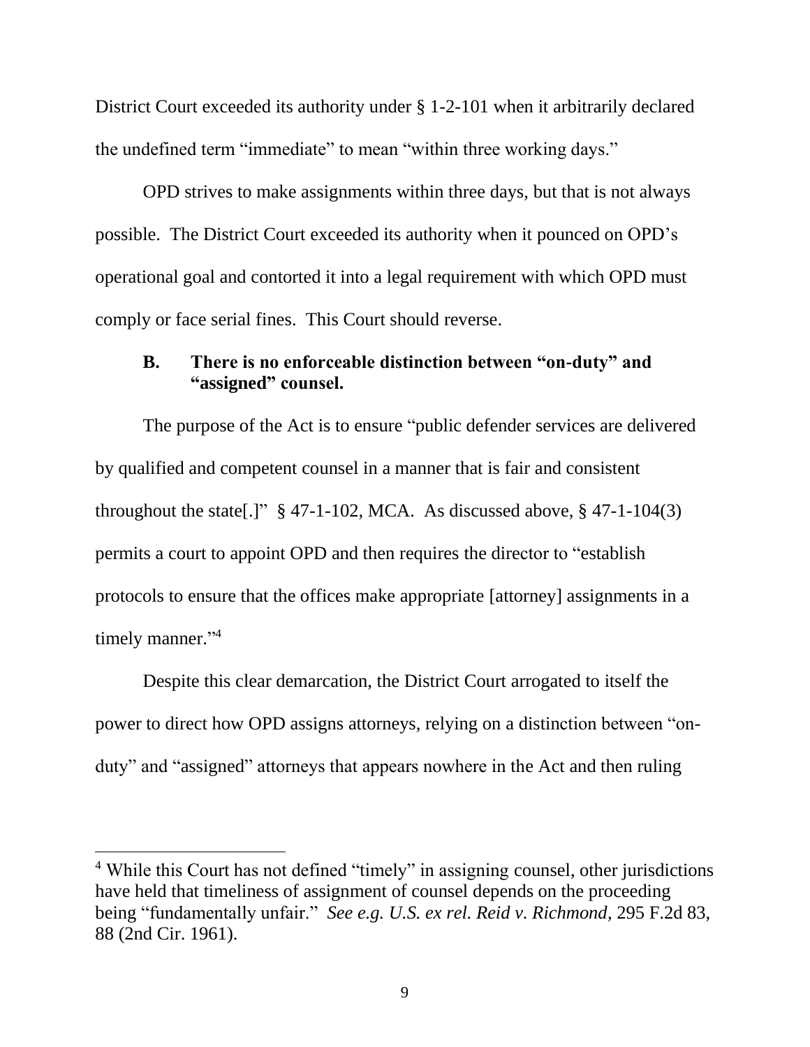District Court exceeded its authority under § 1-2-101 when it arbitrarily declared the undefined term "immediate" to mean "within three working days."

OPD strives to make assignments within three days, but that is not always possible. The District Court exceeded its authority when it pounced on OPD's operational goal and contorted it into a legal requirement with which OPD must comply or face serial fines. This Court should reverse.

### B. There is no enforceable distinction between "on-duty" and "assigned" counsel.

The purpose of the Act is to ensure "public defender services are delivered by qualified and competent counsel in a manner that is fair and consistent throughout the state[.]" § 47-1-102, MCA. As discussed above, § 47-1-104(3) permits a court to appoint OPD and then requires the director to "establish protocols to ensure that the offices make appropriate [attorney] assignments in a timely manner."[4]

Despite this clear demarcation, the District Court arrogated to itself the power to direct how OPD assigns attorneys, relying on a distinction between "on-duty" and "assigned" attorneys that appears nowhere in the Act and then ruling

---

[4] While this Court has not defined "timely" in assigning counsel, other jurisdictions have held that timeliness of assignment of counsel depends on the proceeding being "fundamentally unfair." *See e.g. U.S. ex rel. Reid v. Richmond*, 295 F.2d 83, 88 (2nd Cir. 1961).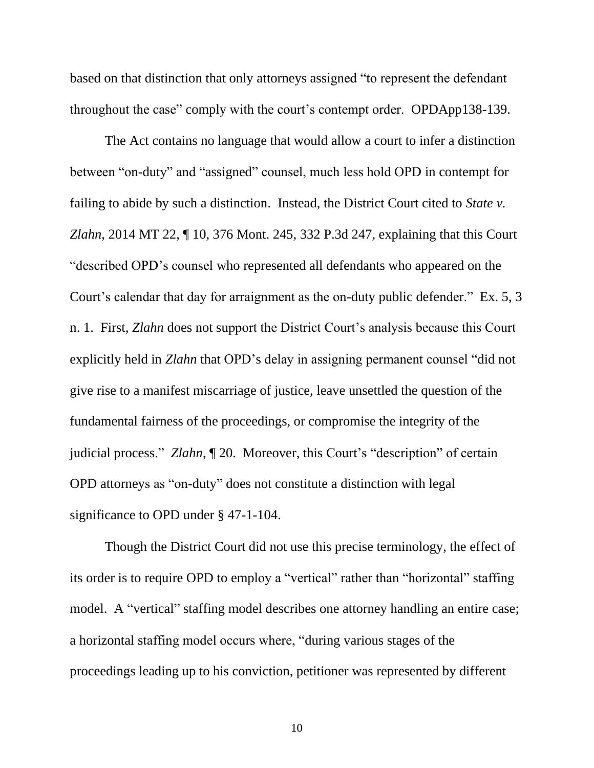based on that distinction that only attorneys assigned "to represent the defendant throughout the case" comply with the court's contempt order. OPDApp138-139.

The Act contains no language that would allow a court to infer a distinction between "on-duty" and "assigned" counsel, much less hold OPD in contempt for failing to abide by such a distinction. Instead, the District Court cited to *State v. Zlahn*, 2014 MT 22, ¶ 10, 376 Mont. 245, 332 P.3d 247, explaining that this Court "described OPD's counsel who represented all defendants who appeared on the Court's calendar that day for arraignment as the on-duty public defender." Ex. 5, 3 n. 1. First, *Zlahn* does not support the District Court's analysis because this Court explicitly held in *Zlahn* that OPD's delay in assigning permanent counsel "did not give rise to a manifest miscarriage of justice, leave unsettled the question of the fundamental fairness of the proceedings, or compromise the integrity of the judicial process." *Zlahn*, ¶ 20. Moreover, this Court's "description" of certain OPD attorneys as "on-duty" does not constitute a distinction with legal significance to OPD under § 47-1-104.

Though the District Court did not use this precise terminology, the effect of its order is to require OPD to employ a "vertical" rather than "horizontal" staffing model. A "vertical" staffing model describes one attorney handling an entire case; a horizontal staffing model occurs where, "during various stages of the proceedings leading up to his conviction, petitioner was represented by different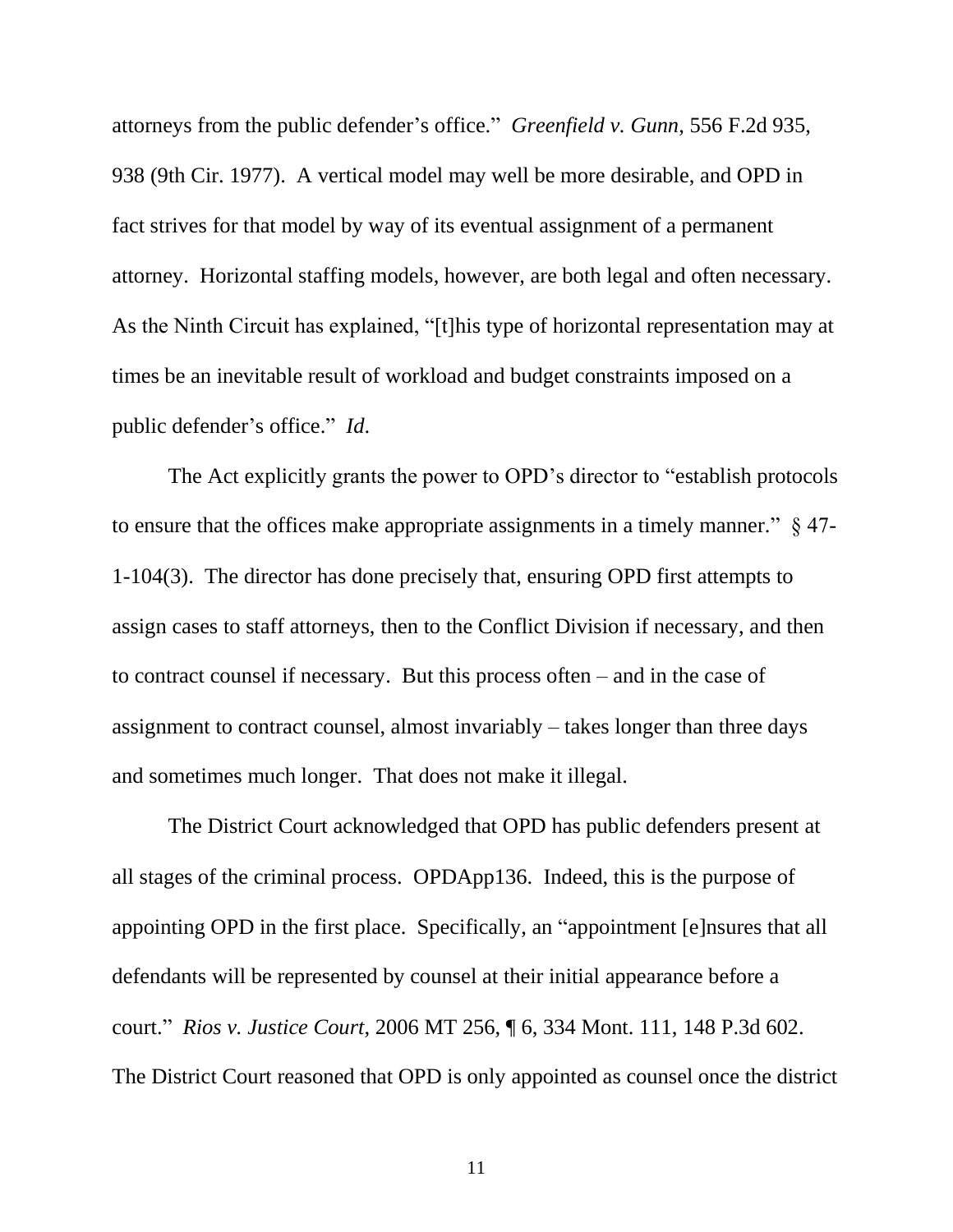attorneys from the public defender's office." *Greenfield v. Gunn*, 556 F.2d 935, 938 (9th Cir. 1977). A vertical model may well be more desirable, and OPD in fact strives for that model by way of its eventual assignment of a permanent attorney. Horizontal staffing models, however, are both legal and often necessary. As the Ninth Circuit has explained, "[t]his type of horizontal representation may at times be an inevitable result of workload and budget constraints imposed on a public defender's office." *Id.*

The Act explicitly grants the power to OPD's director to "establish protocols to ensure that the offices make appropriate assignments in a timely manner." § 47-1-104(3). The director has done precisely that, ensuring OPD first attempts to assign cases to staff attorneys, then to the Conflict Division if necessary, and then to contract counsel if necessary. But this process often – and in the case of assignment to contract counsel, almost invariably – takes longer than three days and sometimes much longer. That does not make it illegal.

The District Court acknowledged that OPD has public defenders present at all stages of the criminal process. OPDApp136. Indeed, this is the purpose of appointing OPD in the first place. Specifically, an "appointment [e]nsures that all defendants will be represented by counsel at their initial appearance before a court." *Rios v. Justice Court*, 2006 MT 256, ¶ 6, 334 Mont. 111, 148 P.3d 602. The District Court reasoned that OPD is only appointed as counsel once the district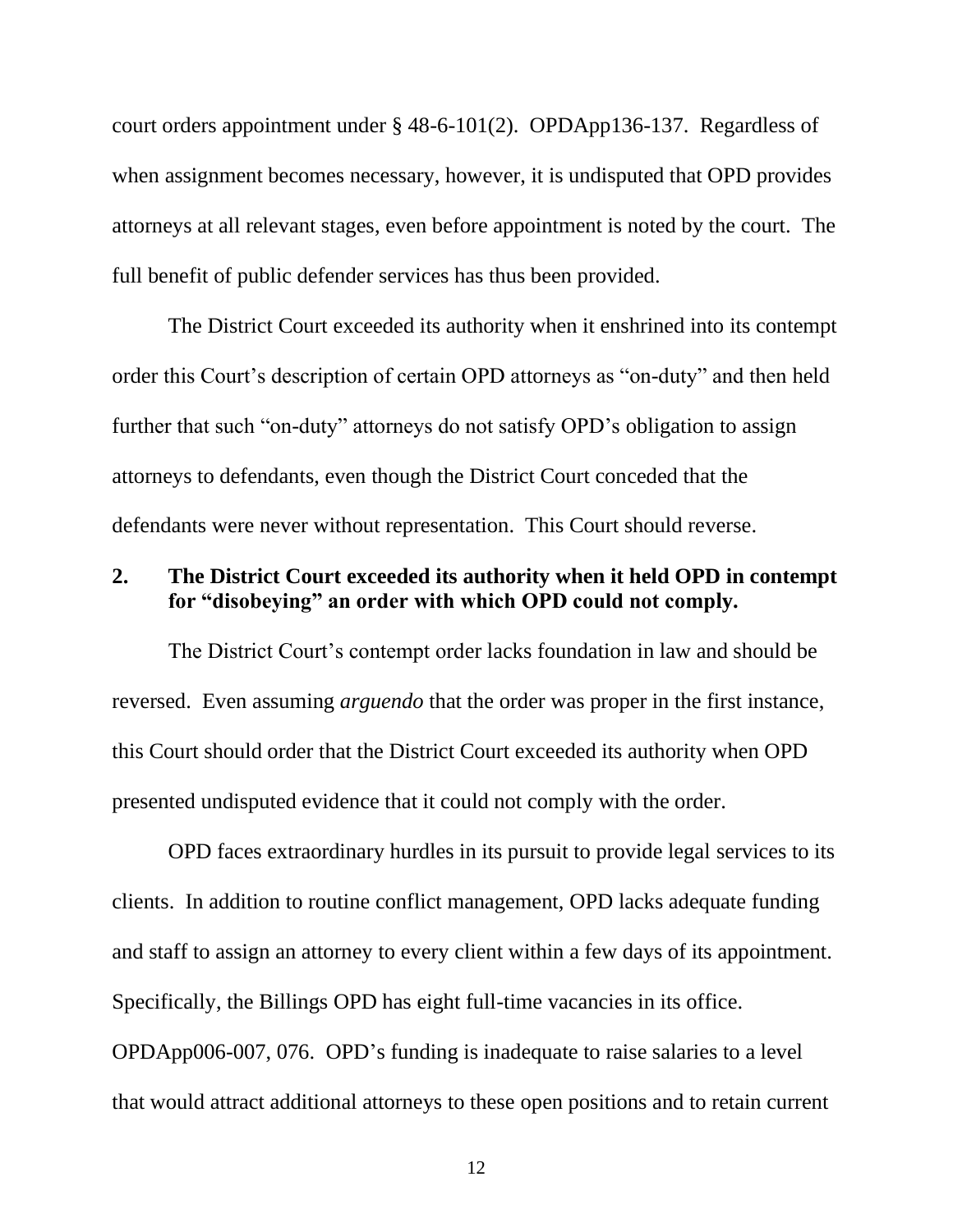court orders appointment under § 48-6-101(2). OPDApp136-137. Regardless of when assignment becomes necessary, however, it is undisputed that OPD provides attorneys at all relevant stages, even before appointment is noted by the court. The full benefit of public defender services has thus been provided.

The District Court exceeded its authority when it enshrined into its contempt order this Court's description of certain OPD attorneys as "on-duty" and then held further that such "on-duty" attorneys do not satisfy OPD's obligation to assign attorneys to defendants, even though the District Court conceded that the defendants were never without representation. This Court should reverse.

### 2. The District Court exceeded its authority when it held OPD in contempt for "disobeying" an order with which OPD could not comply.

The District Court's contempt order lacks foundation in law and should be reversed. Even assuming *arguendo* that the order was proper in the first instance, this Court should order that the District Court exceeded its authority when OPD presented undisputed evidence that it could not comply with the order.

OPD faces extraordinary hurdles in its pursuit to provide legal services to its clients. In addition to routine conflict management, OPD lacks adequate funding and staff to assign an attorney to every client within a few days of its appointment. Specifically, the Billings OPD has eight full-time vacancies in its office. OPDApp006-007, 076. OPD's funding is inadequate to raise salaries to a level that would attract additional attorneys to these open positions and to retain current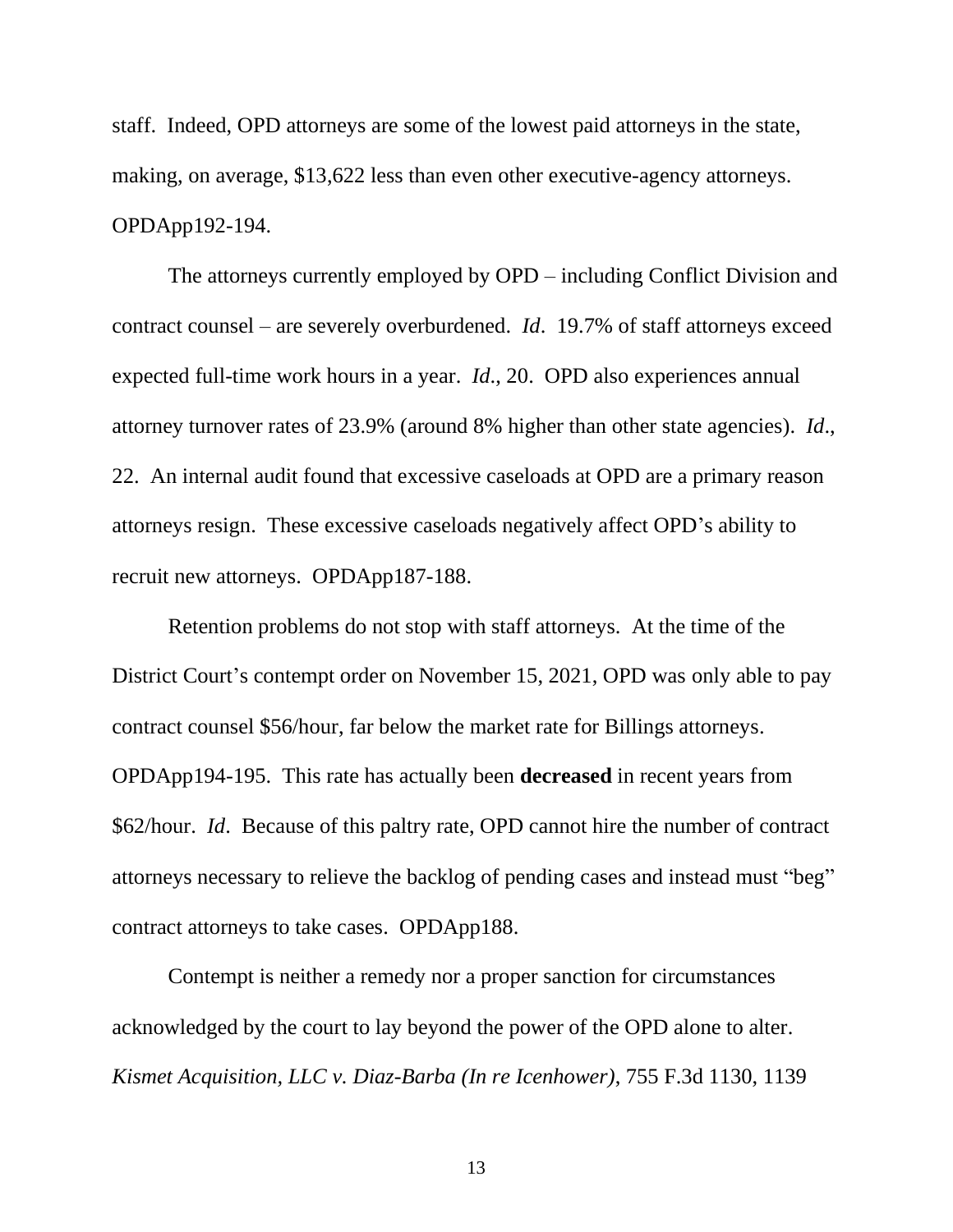staff. Indeed, OPD attorneys are some of the lowest paid attorneys in the state, making, on average, $13,622 less than even other executive-agency attorneys. OPDApp192-194.

The attorneys currently employed by OPD – including Conflict Division and contract counsel – are severely overburdened. *Id*. 19.7% of staff attorneys exceed expected full-time work hours in a year. *Id*., 20. OPD also experiences annual attorney turnover rates of 23.9% (around 8% higher than other state agencies). *Id*., 22. An internal audit found that excessive caseloads at OPD are a primary reason attorneys resign. These excessive caseloads negatively affect OPD's ability to recruit new attorneys. OPDApp187-188.

Retention problems do not stop with staff attorneys. At the time of the District Court's contempt order on November 15, 2021, OPD was only able to pay contract counsel $56/hour, far below the market rate for Billings attorneys. OPDApp194-195. This rate has actually been **decreased** in recent years from $62/hour. *Id*. Because of this paltry rate, OPD cannot hire the number of contract attorneys necessary to relieve the backlog of pending cases and instead must "beg" contract attorneys to take cases. OPDApp188.

Contempt is neither a remedy nor a proper sanction for circumstances acknowledged by the court to lay beyond the power of the OPD alone to alter. *Kismet Acquisition, LLC v. Diaz-Barba (In re Icenhower)*, 755 F.3d 1130, 1139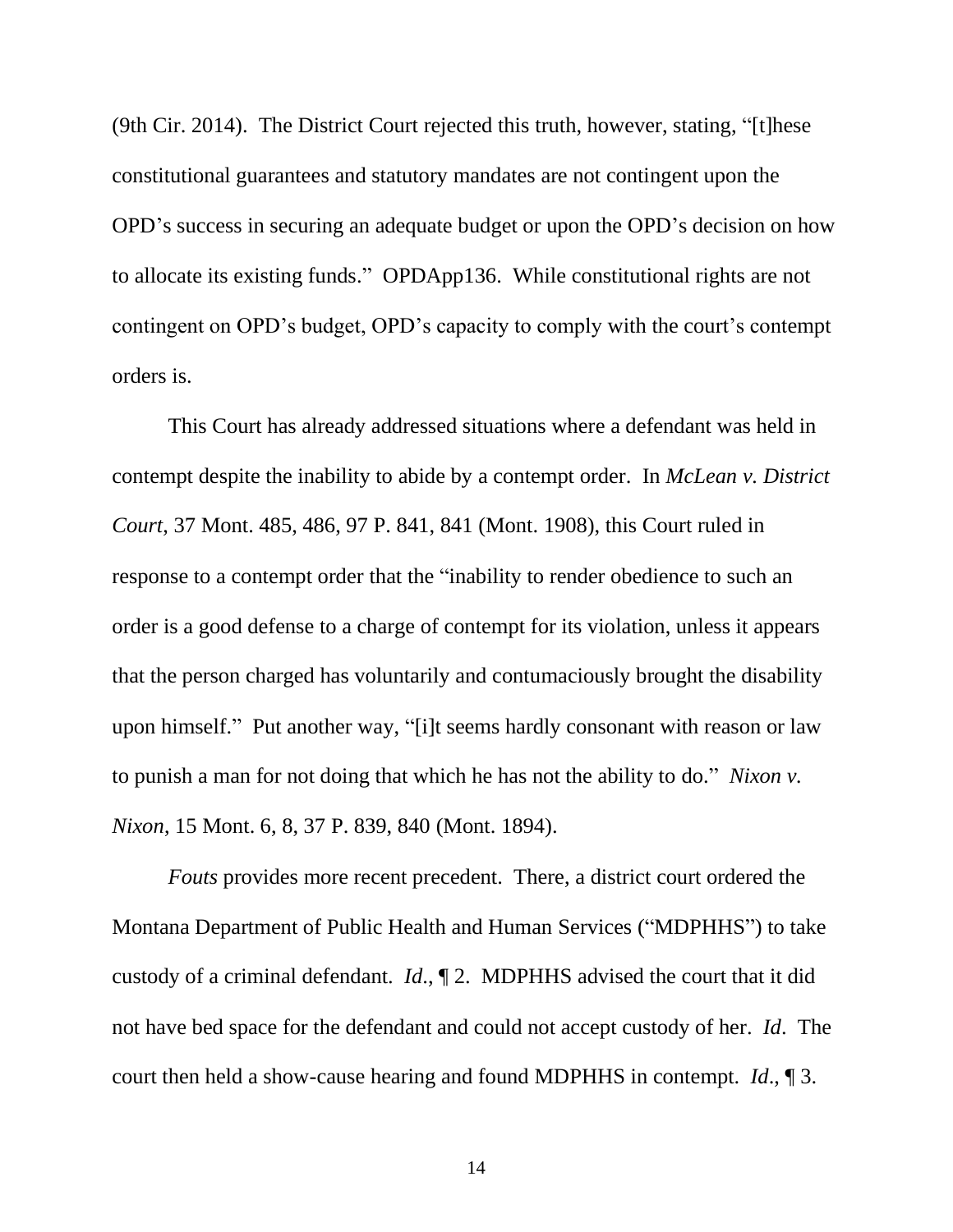(9th Cir. 2014). The District Court rejected this truth, however, stating, "[t]hese constitutional guarantees and statutory mandates are not contingent upon the OPD's success in securing an adequate budget or upon the OPD's decision on how to allocate its existing funds." OPDApp136. While constitutional rights are not contingent on OPD's budget, OPD's capacity to comply with the court's contempt orders is.

This Court has already addressed situations where a defendant was held in contempt despite the inability to abide by a contempt order. In *McLean v. District Court*, 37 Mont. 485, 486, 97 P. 841, 841 (Mont. 1908), this Court ruled in response to a contempt order that the "inability to render obedience to such an order is a good defense to a charge of contempt for its violation, unless it appears that the person charged has voluntarily and contumaciously brought the disability upon himself." Put another way, "[i]t seems hardly consonant with reason or law to punish a man for not doing that which he has not the ability to do." *Nixon v. Nixon*, 15 Mont. 6, 8, 37 P. 839, 840 (Mont. 1894).

*Fouts* provides more recent precedent. There, a district court ordered the Montana Department of Public Health and Human Services ("MDPHHS") to take custody of a criminal defendant. *Id.*, ¶ 2. MDPHHS advised the court that it did not have bed space for the defendant and could not accept custody of her. *Id*. The court then held a show-cause hearing and found MDPHHS in contempt. *Id.*, ¶ 3.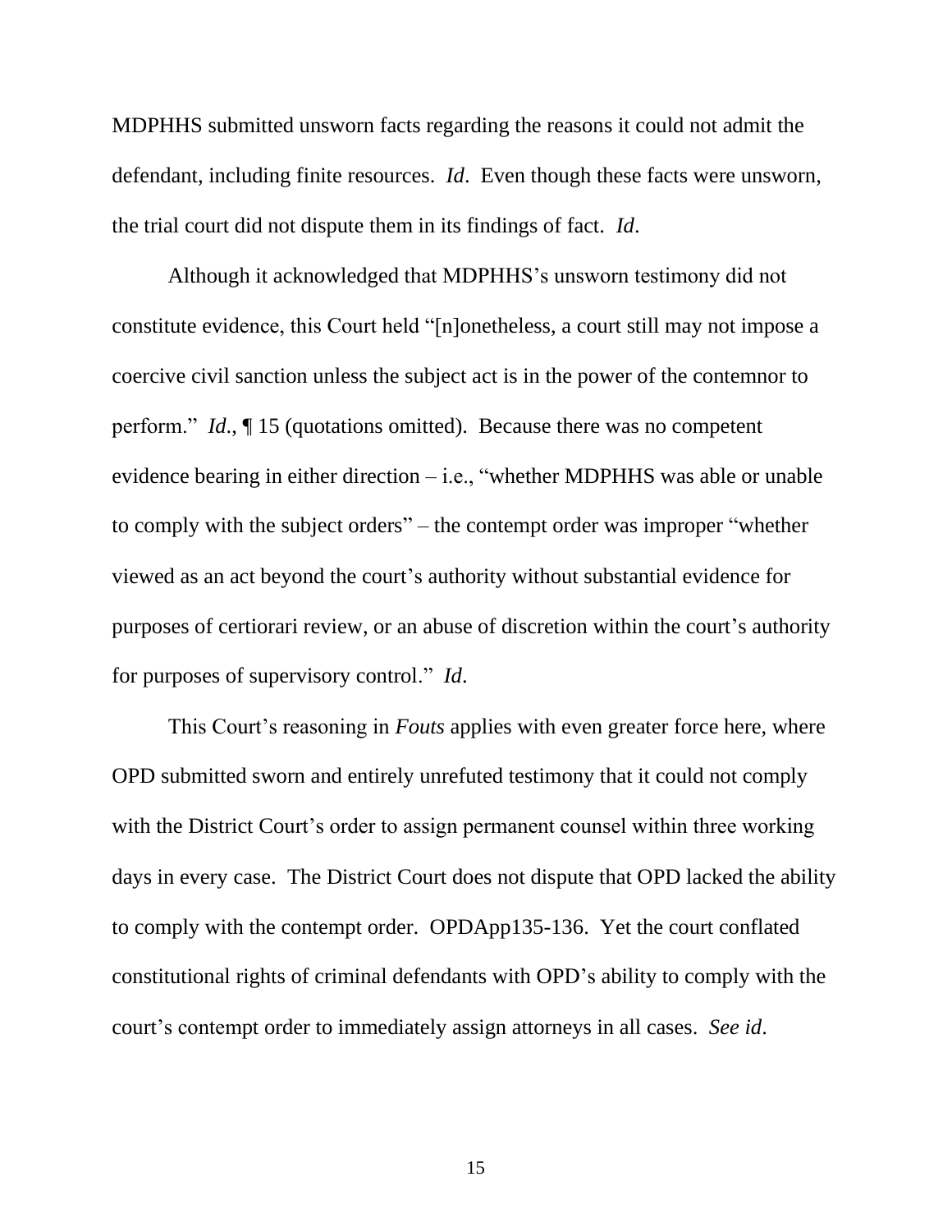MDPHHS submitted unsworn facts regarding the reasons it could not admit the defendant, including finite resources. *Id*. Even though these facts were unsworn, the trial court did not dispute them in its findings of fact. *Id*.

Although it acknowledged that MDPHHS's unsworn testimony did not constitute evidence, this Court held "[n]onetheless, a court still may not impose a coercive civil sanction unless the subject act is in the power of the contemnor to perform." *Id*., ¶ 15 (quotations omitted). Because there was no competent evidence bearing in either direction – i.e., "whether MDPHHS was able or unable to comply with the subject orders" – the contempt order was improper "whether viewed as an act beyond the court's authority without substantial evidence for purposes of certiorari review, or an abuse of discretion within the court's authority for purposes of supervisory control." *Id*.

This Court's reasoning in *Fouts* applies with even greater force here, where OPD submitted sworn and entirely unrefuted testimony that it could not comply with the District Court's order to assign permanent counsel within three working days in every case. The District Court does not dispute that OPD lacked the ability to comply with the contempt order. OPDApp135-136. Yet the court conflated constitutional rights of criminal defendants with OPD's ability to comply with the court's contempt order to immediately assign attorneys in all cases. *See id*.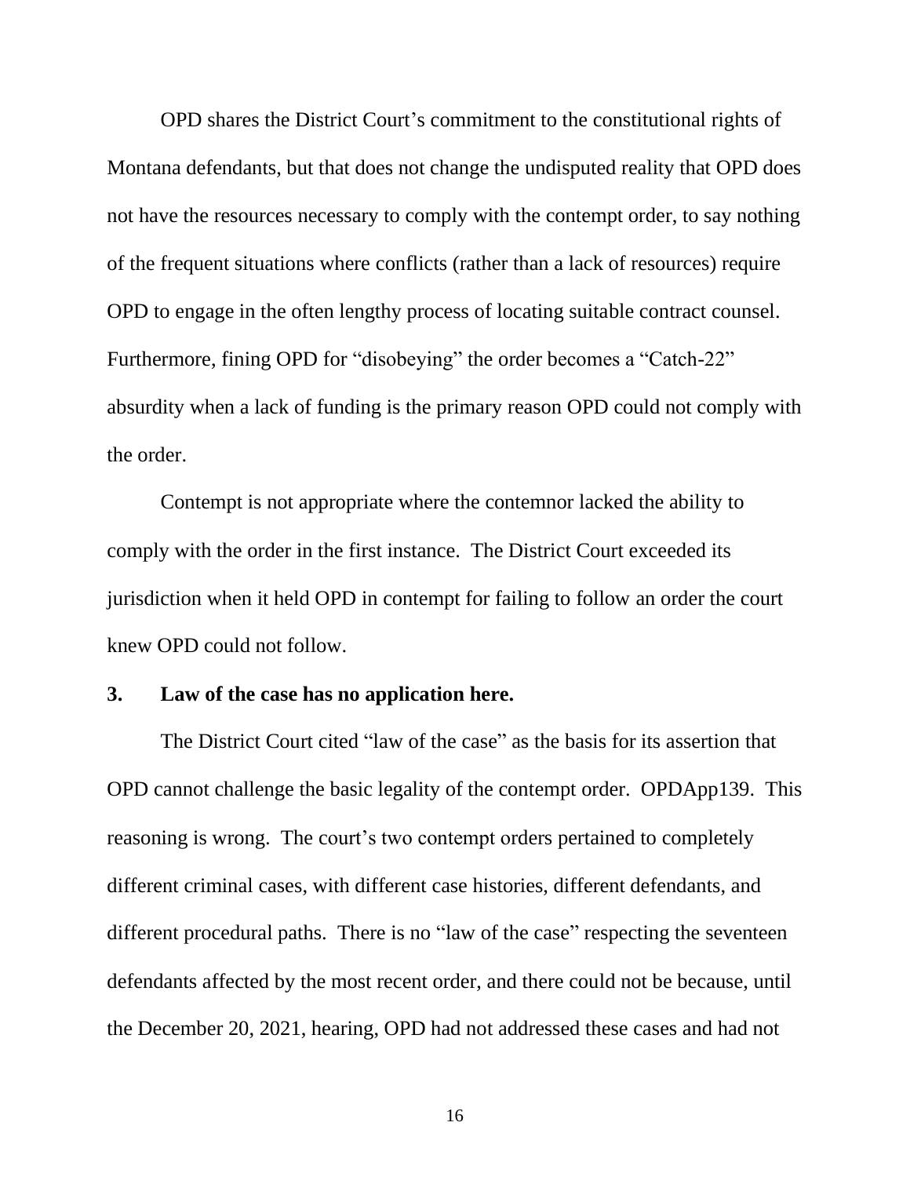OPD shares the District Court's commitment to the constitutional rights of Montana defendants, but that does not change the undisputed reality that OPD does not have the resources necessary to comply with the contempt order, to say nothing of the frequent situations where conflicts (rather than a lack of resources) require OPD to engage in the often lengthy process of locating suitable contract counsel. Furthermore, fining OPD for "disobeying" the order becomes a "Catch-22" absurdity when a lack of funding is the primary reason OPD could not comply with the order.

Contempt is not appropriate where the contemnor lacked the ability to comply with the order in the first instance. The District Court exceeded its jurisdiction when it held OPD in contempt for failing to follow an order the court knew OPD could not follow.

### 3. Law of the case has no application here.

The District Court cited "law of the case" as the basis for its assertion that OPD cannot challenge the basic legality of the contempt order. OPDApp139. This reasoning is wrong. The court's two contempt orders pertained to completely different criminal cases, with different case histories, different defendants, and different procedural paths. There is no "law of the case" respecting the seventeen defendants affected by the most recent order, and there could not be because, until the December 20, 2021, hearing, OPD had not addressed these cases and had not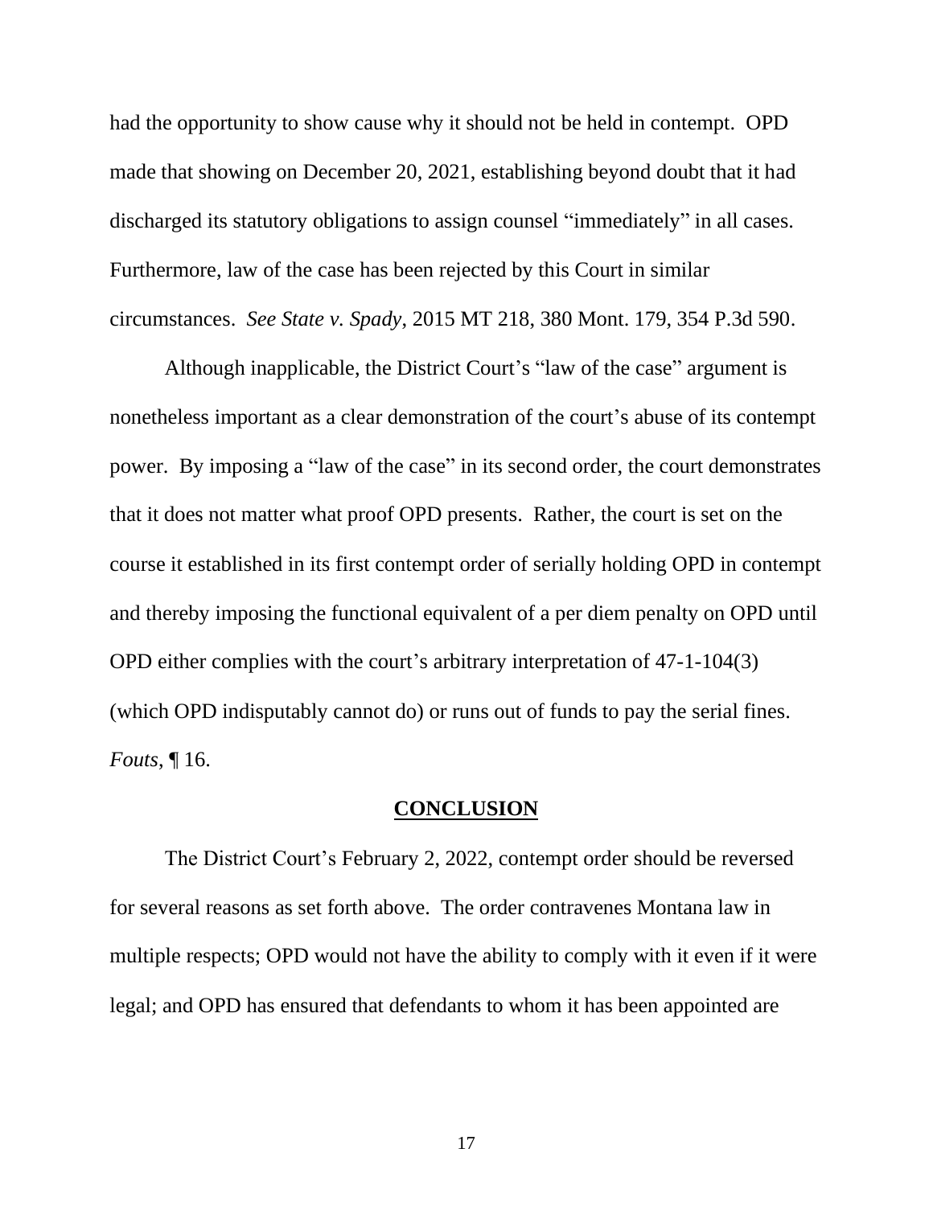had the opportunity to show cause why it should not be held in contempt. OPD made that showing on December 20, 2021, establishing beyond doubt that it had discharged its statutory obligations to assign counsel "immediately" in all cases. Furthermore, law of the case has been rejected by this Court in similar circumstances. *See State v. Spady*, 2015 MT 218, 380 Mont. 179, 354 P.3d 590.

Although inapplicable, the District Court's "law of the case" argument is nonetheless important as a clear demonstration of the court's abuse of its contempt power. By imposing a "law of the case" in its second order, the court demonstrates that it does not matter what proof OPD presents. Rather, the court is set on the course it established in its first contempt order of serially holding OPD in contempt and thereby imposing the functional equivalent of a per diem penalty on OPD until OPD either complies with the court's arbitrary interpretation of 47-1-104(3) (which OPD indisputably cannot do) or runs out of funds to pay the serial fines. *Fouts*, ¶ 16.

## CONCLUSION

The District Court's February 2, 2022, contempt order should be reversed for several reasons as set forth above. The order contravenes Montana law in multiple respects; OPD would not have the ability to comply with it even if it were legal; and OPD has ensured that defendants to whom it has been appointed are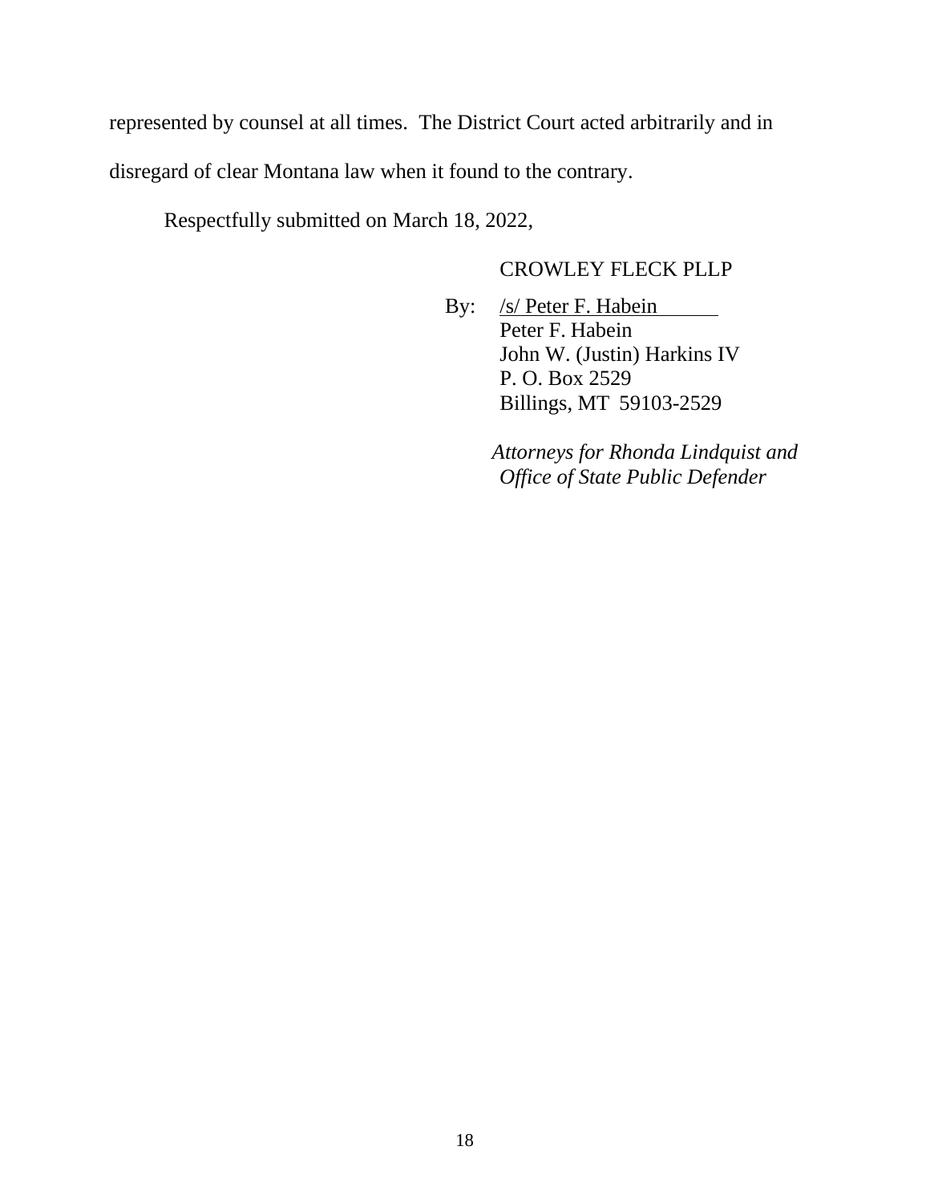represented by counsel at all times. The District Court acted arbitrarily and in disregard of clear Montana law when it found to the contrary.

Respectfully submitted on March 18, 2022,

CROWLEY FLECK PLLP

By: /s/ Peter F. Habein
Peter F. Habein
John W. (Justin) Harkins IV
P. O. Box 2529
Billings, MT 59103-2529

*Attorneys for Rhonda Lindquist and Office of State Public Defender*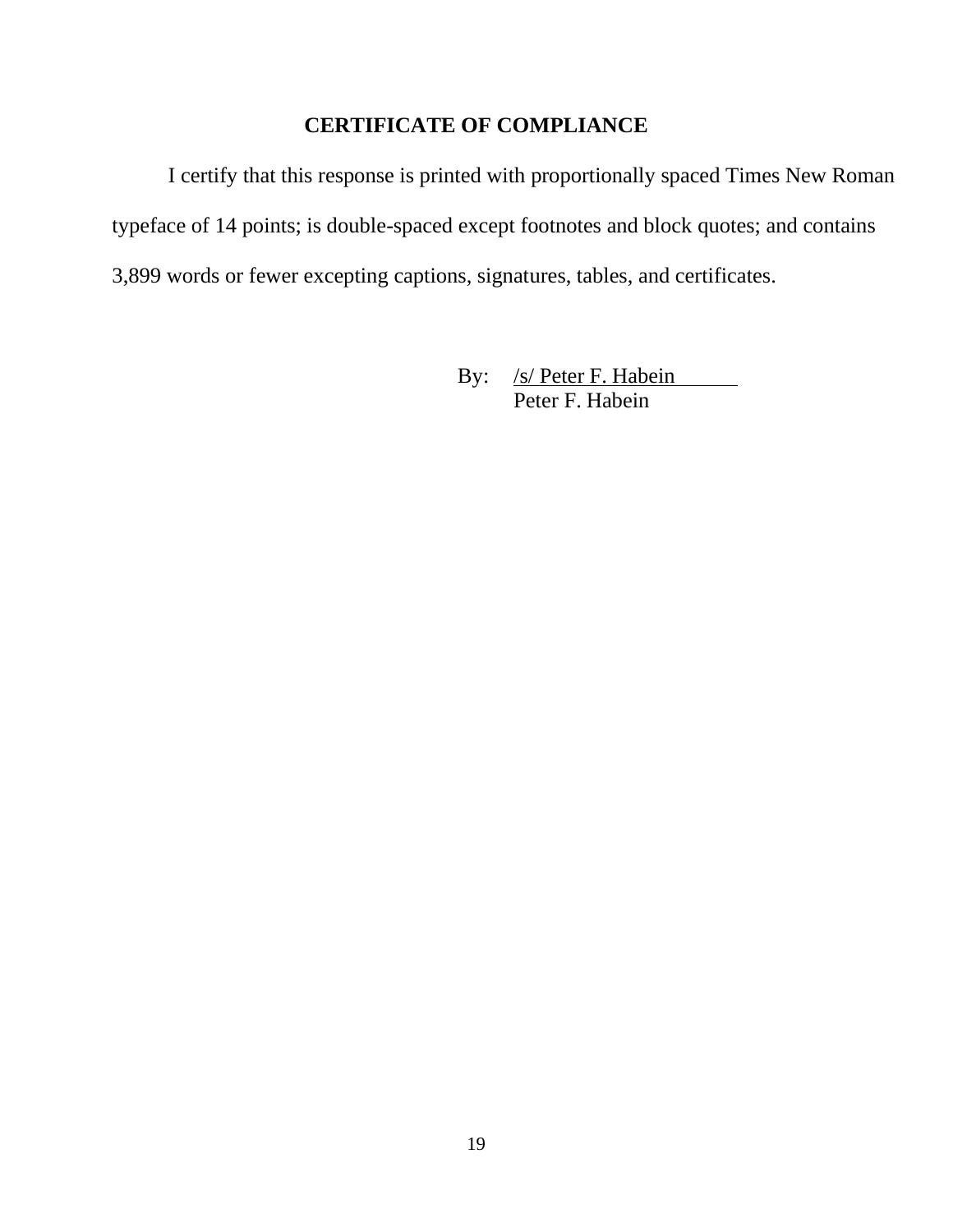## CERTIFICATE OF COMPLIANCE

I certify that this response is printed with proportionally spaced Times New Roman typeface of 14 points; is double-spaced except footnotes and block quotes; and contains 3,899 words or fewer excepting captions, signatures, tables, and certificates.

By: /s/ Peter F. Habein
Peter F. Habein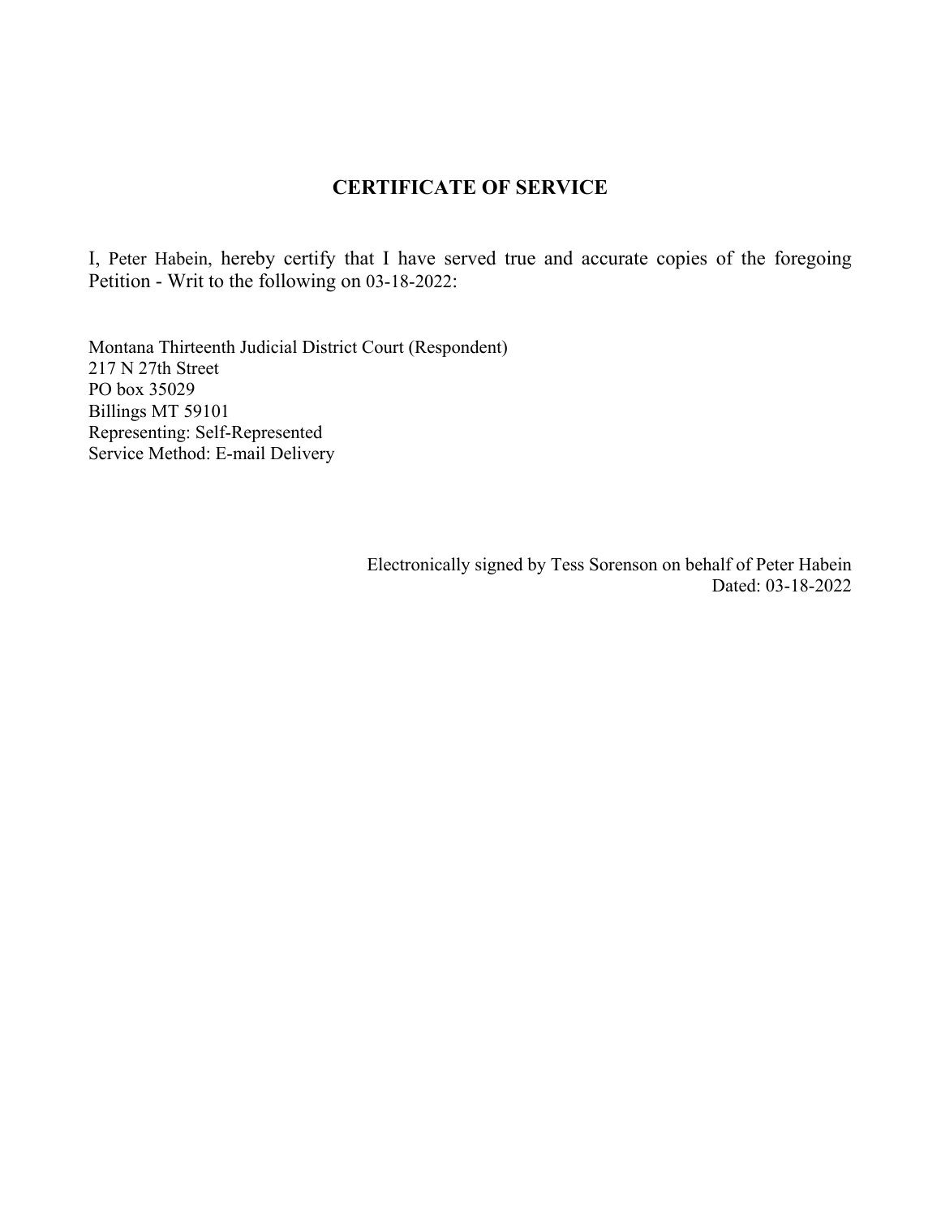## CERTIFICATE OF SERVICE

I, Peter Habein, hereby certify that I have served true and accurate copies of the foregoing Petition - Writ to the following on 03-18-2022:

Montana Thirteenth Judicial District Court (Respondent)
217 N 27th Street
PO box 35029
Billings MT 59101
Representing: Self-Represented
Service Method: E-mail Delivery

Electronically signed by Tess Sorenson on behalf of Peter Habein
Dated: 03-18-2022